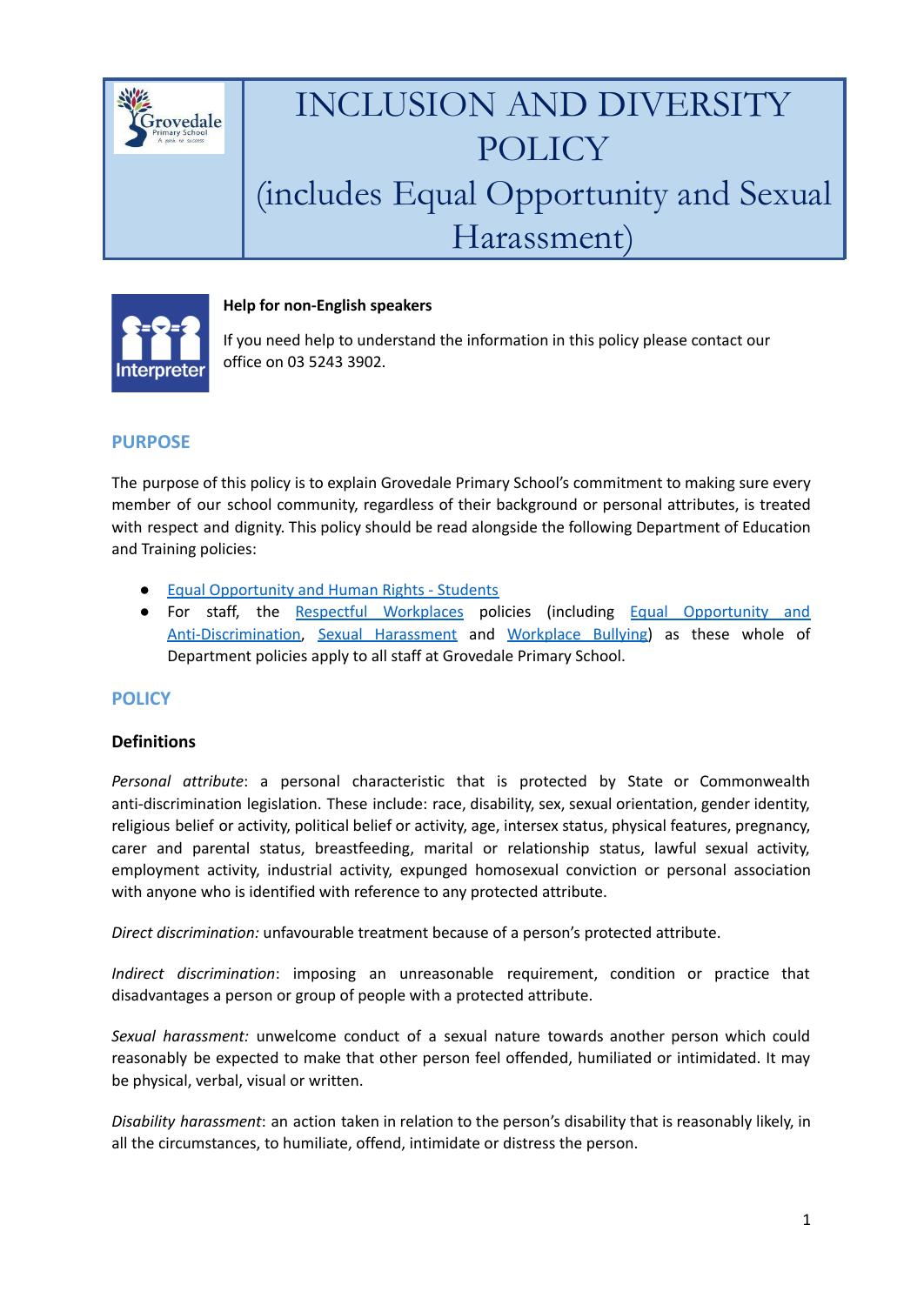# INCLUSION AND DIVERSITY POLICY (includes Equal Opportunity and Sexual Harassment)

**Help for non-English speakers**

If you need help to understand the information in this policy please contact our office on 03 5243 3902.

## PURPOSE

The purpose of this policy is to explain Grovedale Primary School's commitment to making sure every member of our school community, regardless of their background or personal attributes, is treated with respect and dignity. This policy should be read alongside the following Department of Education and Training policies:

- Equal Opportunity and Human Rights - Students
- For staff, the Respectful Workplaces policies (including Equal Opportunity and Anti-Discrimination, Sexual Harassment and Workplace Bullying) as these whole of Department policies apply to all staff at Grovedale Primary School.

## POLICY

### Definitions

*Personal attribute*: a personal characteristic that is protected by State or Commonwealth anti-discrimination legislation. These include: race, disability, sex, sexual orientation, gender identity, religious belief or activity, political belief or activity, age, intersex status, physical features, pregnancy, carer and parental status, breastfeeding, marital or relationship status, lawful sexual activity, employment activity, industrial activity, expunged homosexual conviction or personal association with anyone who is identified with reference to any protected attribute.

*Direct discrimination:* unfavourable treatment because of a person's protected attribute.

*Indirect discrimination*: imposing an unreasonable requirement, condition or practice that disadvantages a person or group of people with a protected attribute.

*Sexual harassment:* unwelcome conduct of a sexual nature towards another person which could reasonably be expected to make that other person feel offended, humiliated or intimidated. It may be physical, verbal, visual or written.

*Disability harassment*: an action taken in relation to the person's disability that is reasonably likely, in all the circumstances, to humiliate, offend, intimidate or distress the person.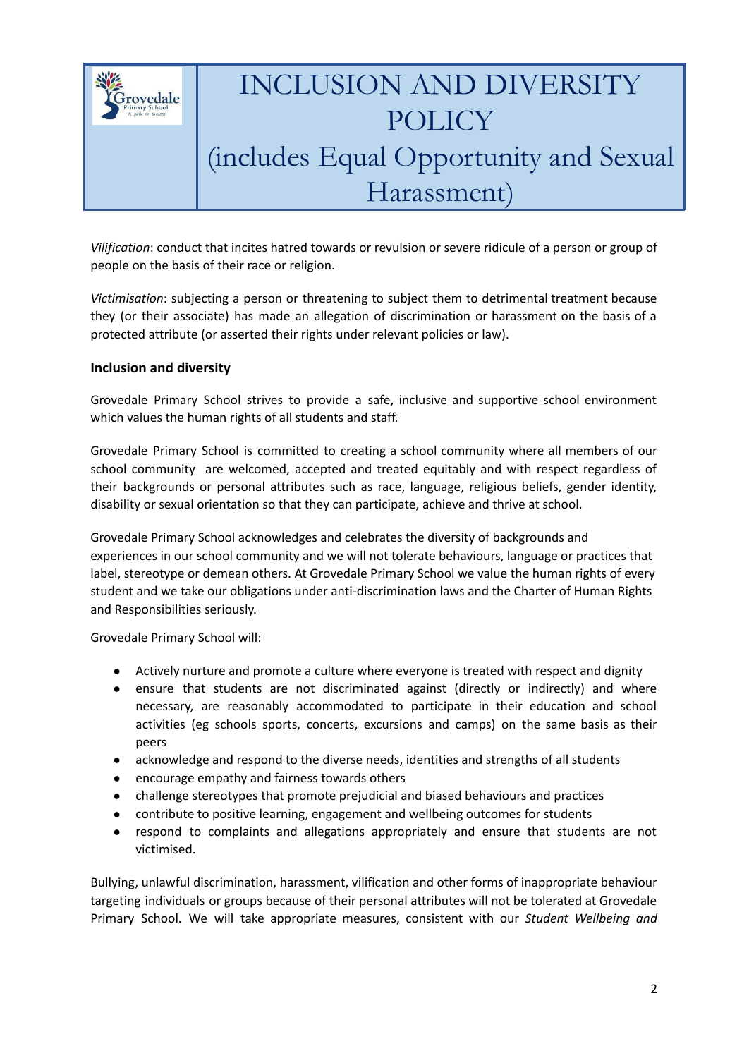*Vilification*: conduct that incites hatred towards or revulsion or severe ridicule of a person or group of people on the basis of their race or religion.

*Victimisation*: subjecting a person or threatening to subject them to detrimental treatment because they (or their associate) has made an allegation of discrimination or harassment on the basis of a protected attribute (or asserted their rights under relevant policies or law).

**Inclusion and diversity**

Grovedale Primary School strives to provide a safe, inclusive and supportive school environment which values the human rights of all students and staff.

Grovedale Primary School is committed to creating a school community where all members of our school community are welcomed, accepted and treated equitably and with respect regardless of their backgrounds or personal attributes such as race, language, religious beliefs, gender identity, disability or sexual orientation so that they can participate, achieve and thrive at school.

Grovedale Primary School acknowledges and celebrates the diversity of backgrounds and experiences in our school community and we will not tolerate behaviours, language or practices that label, stereotype or demean others. At Grovedale Primary School we value the human rights of every student and we take our obligations under anti-discrimination laws and the Charter of Human Rights and Responsibilities seriously.

Grovedale Primary School will:

- Actively nurture and promote a culture where everyone is treated with respect and dignity
- ensure that students are not discriminated against (directly or indirectly) and where necessary, are reasonably accommodated to participate in their education and school activities (eg schools sports, concerts, excursions and camps) on the same basis as their peers
- acknowledge and respond to the diverse needs, identities and strengths of all students
- encourage empathy and fairness towards others
- challenge stereotypes that promote prejudicial and biased behaviours and practices
- contribute to positive learning, engagement and wellbeing outcomes for students
- respond to complaints and allegations appropriately and ensure that students are not victimised.

Bullying, unlawful discrimination, harassment, vilification and other forms of inappropriate behaviour targeting individuals or groups because of their personal attributes will not be tolerated at Grovedale Primary School. We will take appropriate measures, consistent with our *Student Wellbeing and*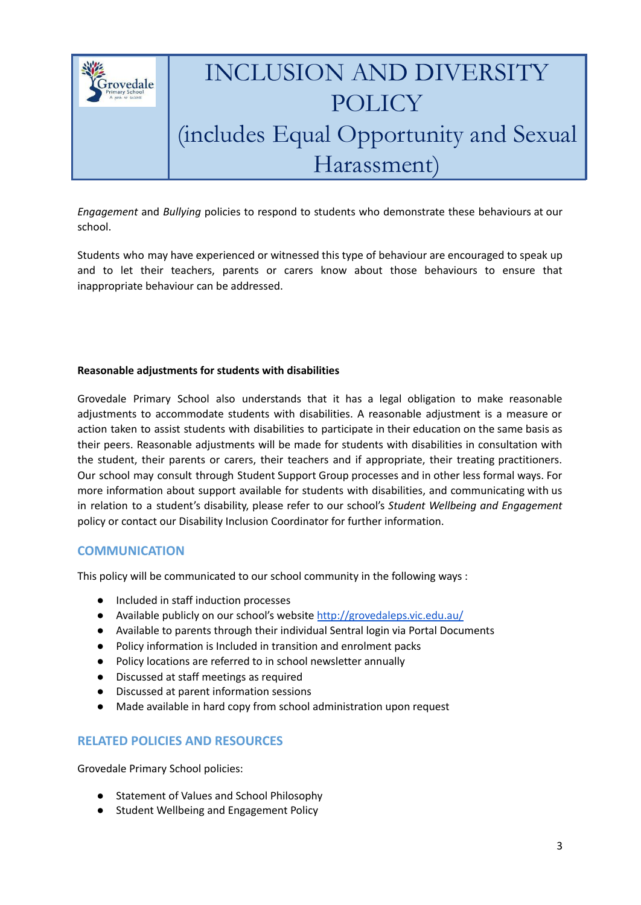*Engagement* and *Bullying* policies to respond to students who demonstrate these behaviours at our school.

Students who may have experienced or witnessed this type of behaviour are encouraged to speak up and to let their teachers, parents or carers know about those behaviours to ensure that inappropriate behaviour can be addressed.

**Reasonable adjustments for students with disabilities**

Grovedale Primary School also understands that it has a legal obligation to make reasonable adjustments to accommodate students with disabilities. A reasonable adjustment is a measure or action taken to assist students with disabilities to participate in their education on the same basis as their peers. Reasonable adjustments will be made for students with disabilities in consultation with the student, their parents or carers, their teachers and if appropriate, their treating practitioners. Our school may consult through Student Support Group processes and in other less formal ways. For more information about support available for students with disabilities, and communicating with us in relation to a student's disability, please refer to our school's *Student Wellbeing and Engagement* policy or contact our Disability Inclusion Coordinator for further information.

## COMMUNICATION

This policy will be communicated to our school community in the following ways :

- Included in staff induction processes
- Available publicly on our school's website [http://grovedaleps.vic.edu.au/](http://grovedaleps.vic.edu.au/)
- Available to parents through their individual Sentral login via Portal Documents
- Policy information is Included in transition and enrolment packs
- Policy locations are referred to in school newsletter annually
- Discussed at staff meetings as required
- Discussed at parent information sessions
- Made available in hard copy from school administration upon request

## RELATED POLICIES AND RESOURCES

Grovedale Primary School policies:

- Statement of Values and School Philosophy
- Student Wellbeing and Engagement Policy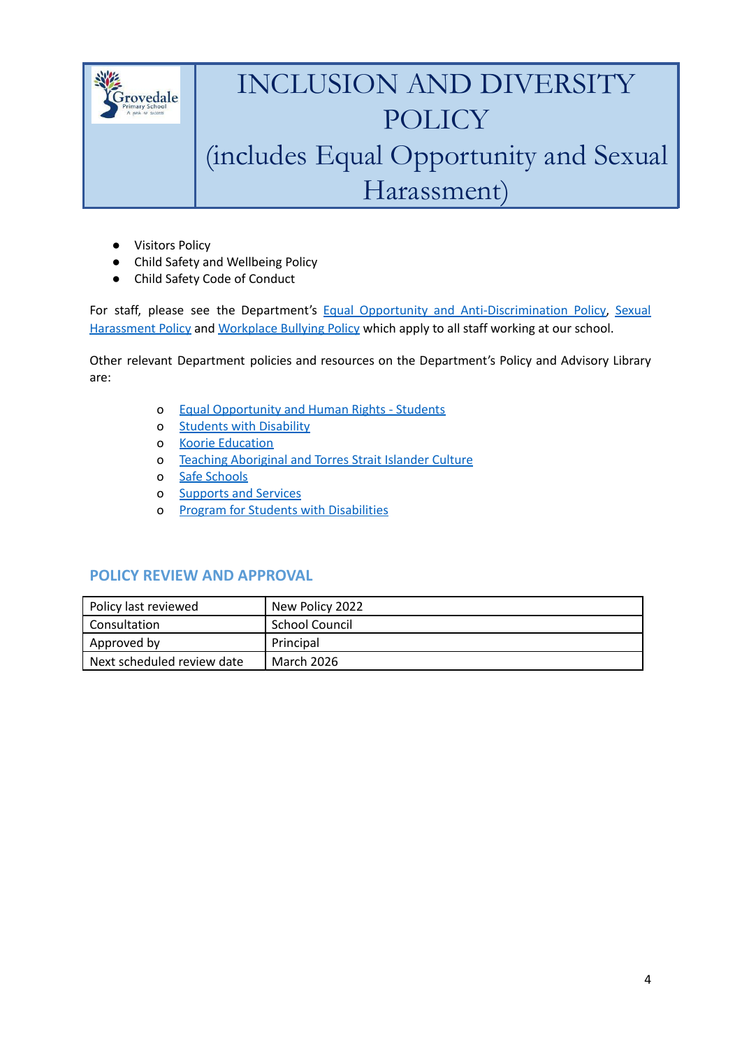# INCLUSION AND DIVERSITY POLICY

# (includes Equal Opportunity and Sexual Harassment)

- Visitors Policy
- Child Safety and Wellbeing Policy
- Child Safety Code of Conduct

For staff, please see the Department's Equal Opportunity and Anti-Discrimination Policy, Sexual Harassment Policy and Workplace Bullying Policy which apply to all staff working at our school.

Other relevant Department policies and resources on the Department's Policy and Advisory Library are:

- Equal Opportunity and Human Rights - Students
- Students with Disability
- Koorie Education
- Teaching Aboriginal and Torres Strait Islander Culture
- Safe Schools
- Supports and Services
- Program for Students with Disabilities

## POLICY REVIEW AND APPROVAL

| | |
|---|---|
| Policy last reviewed | New Policy 2022 |
| Consultation | School Council |
| Approved by | Principal |
| Next scheduled review date | March 2026 |